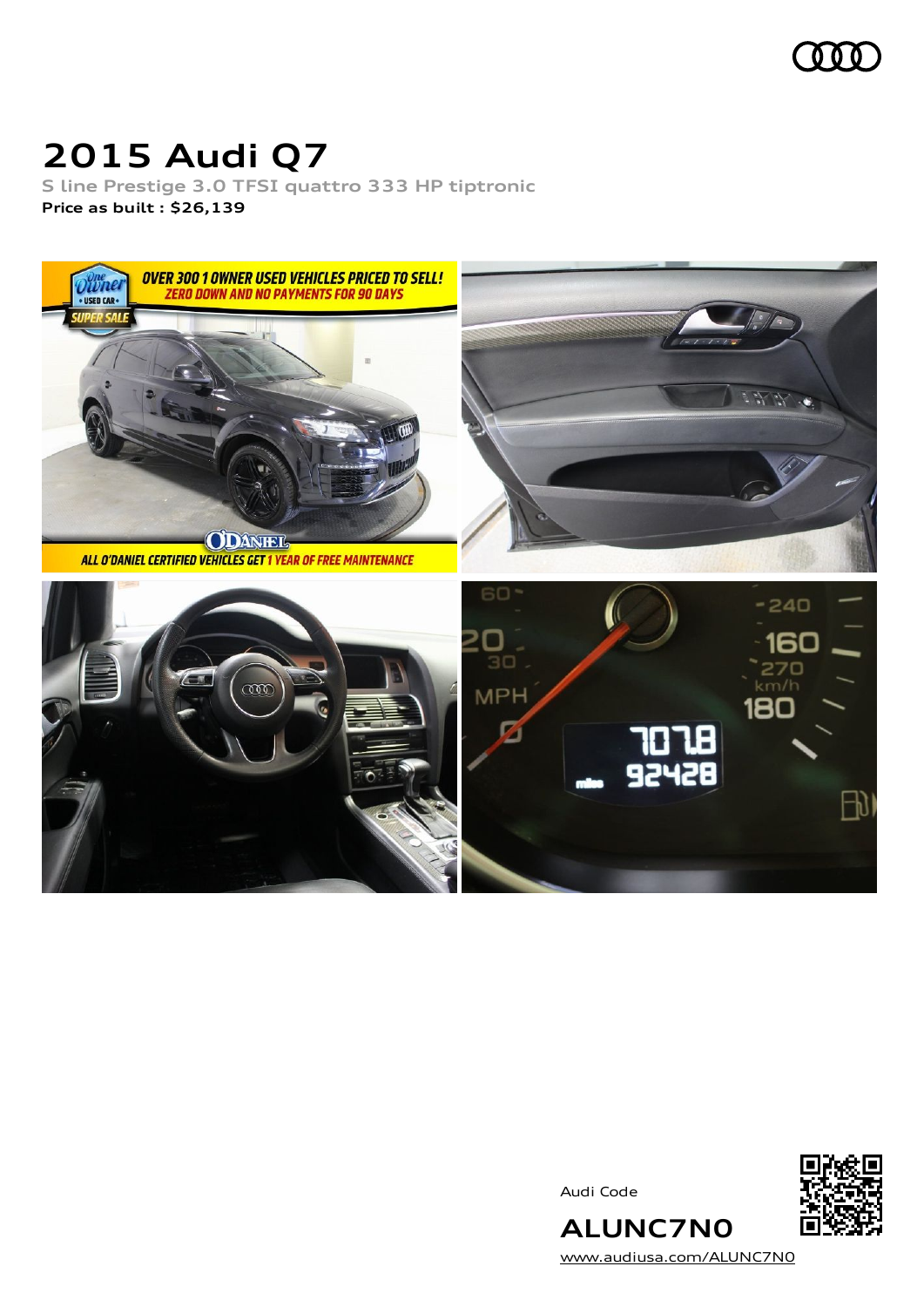# 2015 Audi Q7

S line Prestige 3.0 TFSI quattro 333 HP tiptronic

**Price as built : $26,139**

Audi Code

## ALUNC7N0

www.audiusa.com/ALUNC7N0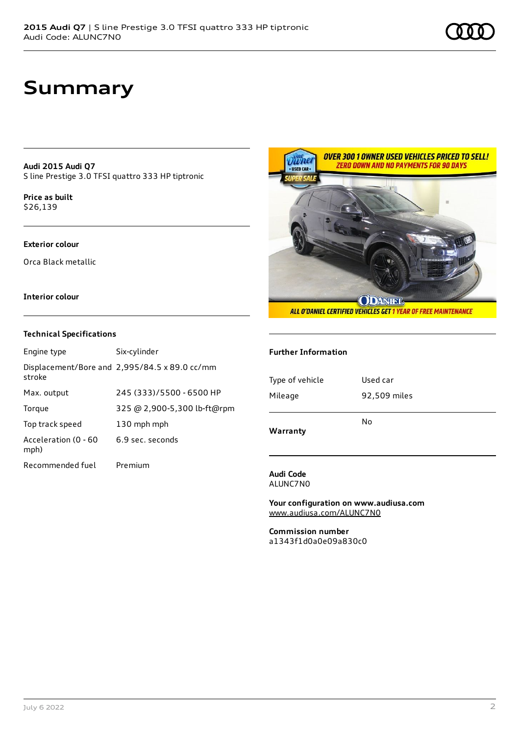# Summary

**Audi 2015 Audi Q7**
S line Prestige 3.0 TFSI quattro 333 HP tiptronic

**Price as built**
$26,139

**Exterior colour**

Orca Black metallic

**Interior colour**

### Technical Specifications

| | |
|---|---|
| Engine type | Six-cylinder |
| Displacement/Bore and stroke | 2,995/84.5 x 89.0 cc/mm |
| Max. output | 245 (333)/5500 - 6500 HP |
| Torque | 325 @ 2,900-5,300 lb-ft@rpm |
| Top track speed | 130 mph mph |
| Acceleration (0 - 60 mph) | 6.9 sec. seconds |
| Recommended fuel | Premium |

### Further Information

| | |
|---|---|
| Type of vehicle | Used car |
| Mileage | 92,509 miles |
| Warranty | No |

**Audi Code**
ALUNC7N0

**Your configuration on www.audiusa.com**
www.audiusa.com/ALUNC7N0

**Commission number**
a1343f1d0a0e09a830c0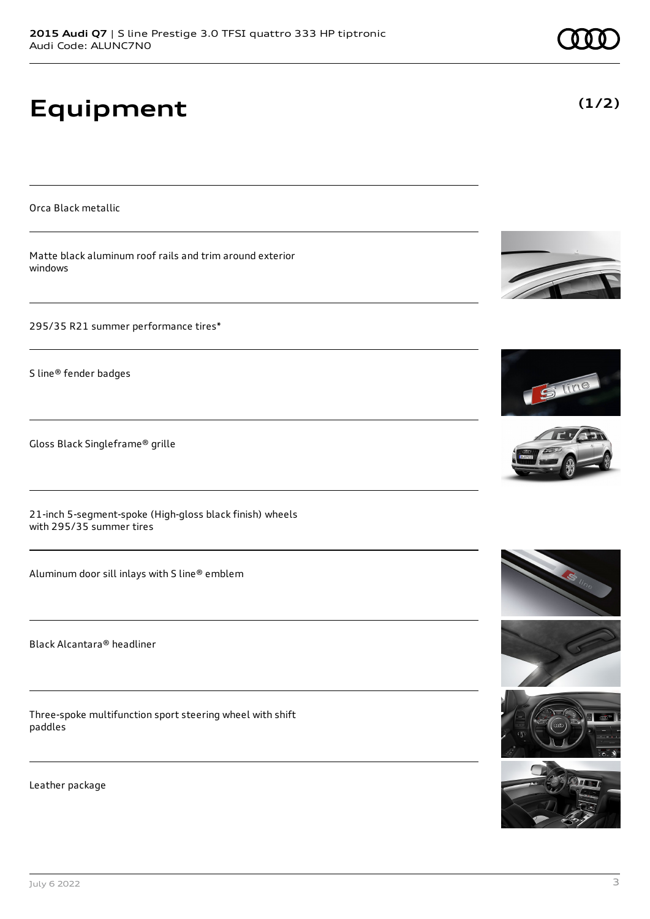# Equipment

**(1/2)**

Orca Black metallic

Matte black aluminum roof rails and trim around exterior windows

295/35 R21 summer performance tires*

S line® fender badges

Gloss Black Singleframe® grille

21-inch 5-segment-spoke (High-gloss black finish) wheels with 295/35 summer tires

Aluminum door sill inlays with S line® emblem

Black Alcantara® headliner

Three-spoke multifunction sport steering wheel with shift paddles

Leather package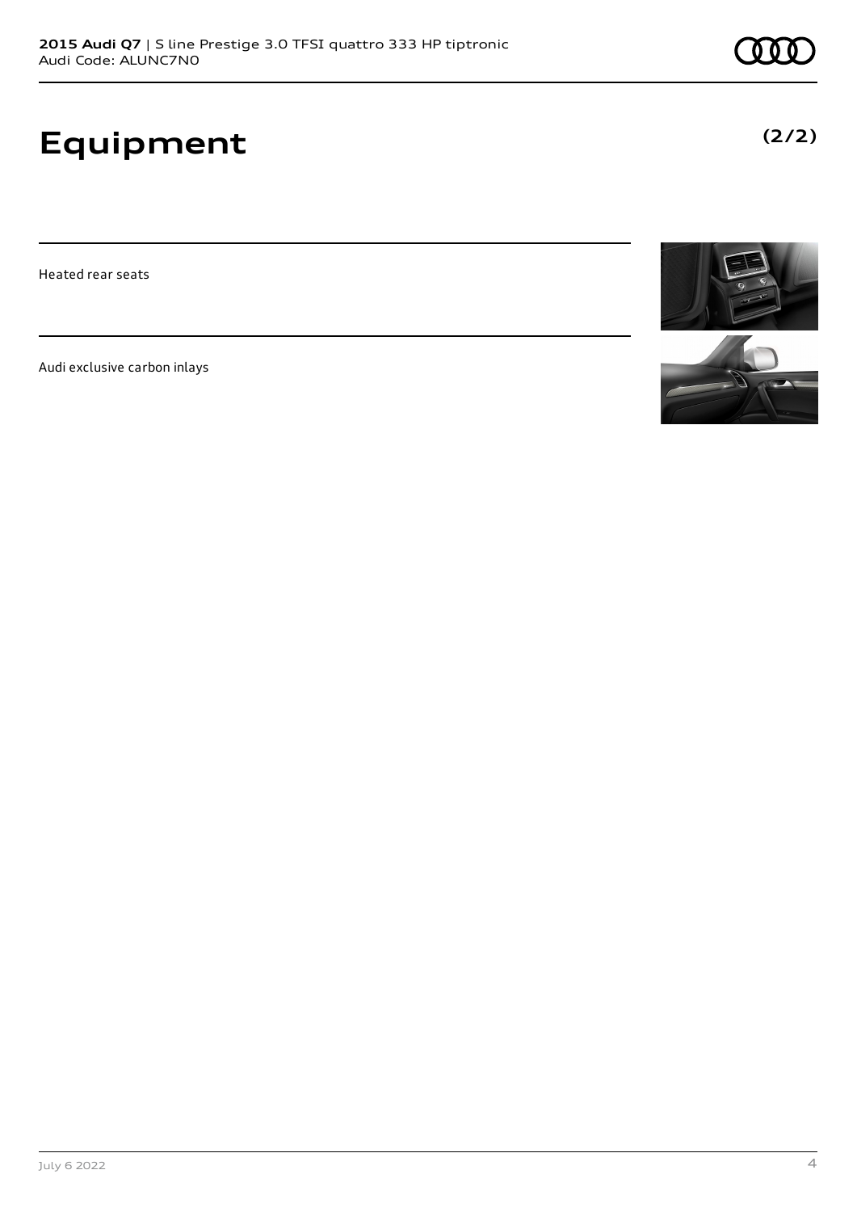# Equipment

**(2/2)**

Heated rear seats

Audi exclusive carbon inlays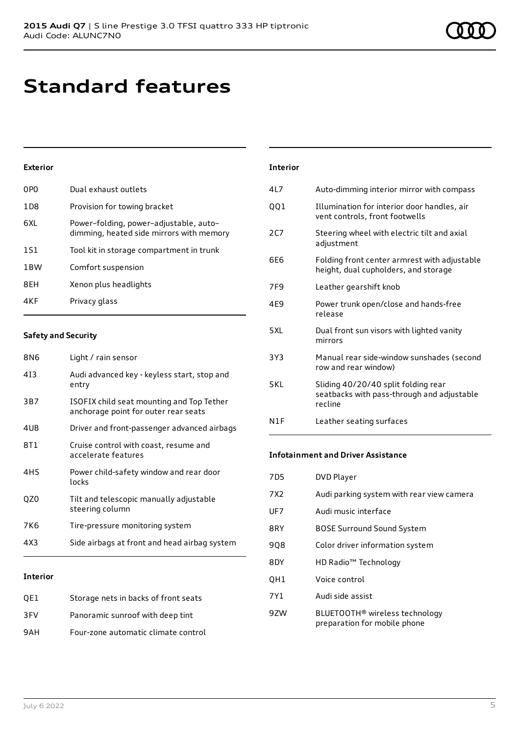# Standard features

### Exterior

| | |
|---|---|
| 0P0 | Dual exhaust outlets |
| 1D8 | Provision for towing bracket |
| 6XL | Power–folding, power–adjustable, auto–dimming, heated side mirrors with memory |
| 1S1 | Tool kit in storage compartment in trunk |
| 1BW | Comfort suspension |
| 8EH | Xenon plus headlights |
| 4KF | Privacy glass |

### Safety and Security

| | |
|---|---|
| 8N6 | Light / rain sensor |
| 4I3 | Audi advanced key - keyless start, stop and entry |
| 3B7 | ISOFIX child seat mounting and Top Tether anchorage point for outer rear seats |
| 4UB | Driver and front-passenger advanced airbags |
| 8T1 | Cruise control with coast, resume and accelerate features |
| 4H5 | Power child-safety window and rear door locks |
| QZ0 | Tilt and telescopic manually adjustable steering column |
| 7K6 | Tire-pressure monitoring system |
| 4X3 | Side airbags at front and head airbag system |

### Interior

| | |
|---|---|
| QE1 | Storage nets in backs of front seats |
| 3FV | Panoramic sunroof with deep tint |
| 9AH | Four-zone automatic climate control |
| 4L7 | Auto-dimming interior mirror with compass |
| QQ1 | Illumination for interior door handles, air vent controls, front footwells |
| 2C7 | Steering wheel with electric tilt and axial adjustment |
| 6E6 | Folding front center armrest with adjustable height, dual cupholders, and storage |
| 7F9 | Leather gearshift knob |
| 4E9 | Power trunk open/close and hands-free release |
| 5XL | Dual front sun visors with lighted vanity mirrors |
| 3Y3 | Manual rear side-window sunshades (second row and rear window) |
| 5KL | Sliding 40/20/40 split folding rear seatbacks with pass-through and adjustable recline |
| N1F | Leather seating surfaces |

### Infotainment and Driver Assistance

| | |
|---|---|
| 7D5 | DVD Player |
| 7X2 | Audi parking system with rear view camera |
| UF7 | Audi music interface |
| 8RY | BOSE Surround Sound System |
| 9Q8 | Color driver information system |
| 8DY | HD Radio™ Technology |
| QH1 | Voice control |
| 7Y1 | Audi side assist |
| 9ZW | BLUETOOTH® wireless technology preparation for mobile phone |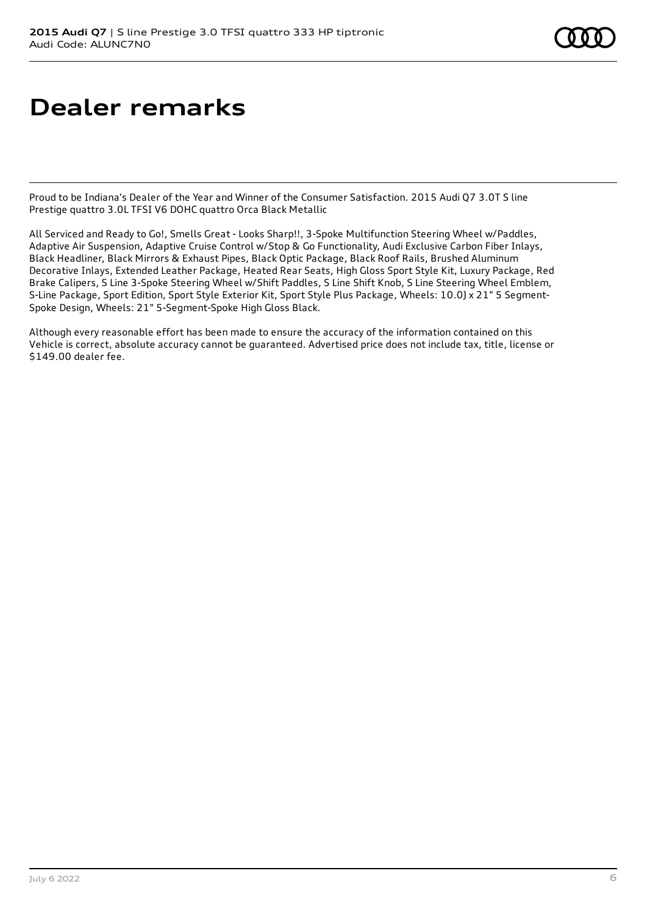# Dealer remarks

Proud to be Indiana's Dealer of the Year and Winner of the Consumer Satisfaction. 2015 Audi Q7 3.0T S line Prestige quattro 3.0L TFSI V6 DOHC quattro Orca Black Metallic

All Serviced and Ready to Go!, Smells Great - Looks Sharp!!, 3-Spoke Multifunction Steering Wheel w/Paddles, Adaptive Air Suspension, Adaptive Cruise Control w/Stop & Go Functionality, Audi Exclusive Carbon Fiber Inlays, Black Headliner, Black Mirrors & Exhaust Pipes, Black Optic Package, Black Roof Rails, Brushed Aluminum Decorative Inlays, Extended Leather Package, Heated Rear Seats, High Gloss Sport Style Kit, Luxury Package, Red Brake Calipers, S Line 3-Spoke Steering Wheel w/Shift Paddles, S Line Shift Knob, S Line Steering Wheel Emblem, S-Line Package, Sport Edition, Sport Style Exterior Kit, Sport Style Plus Package, Wheels: 10.0J x 21" 5 Segment-Spoke Design, Wheels: 21" 5-Segment-Spoke High Gloss Black.

Although every reasonable effort has been made to ensure the accuracy of the information contained on this Vehicle is correct, absolute accuracy cannot be guaranteed. Advertised price does not include tax, title, license or $149.00 dealer fee.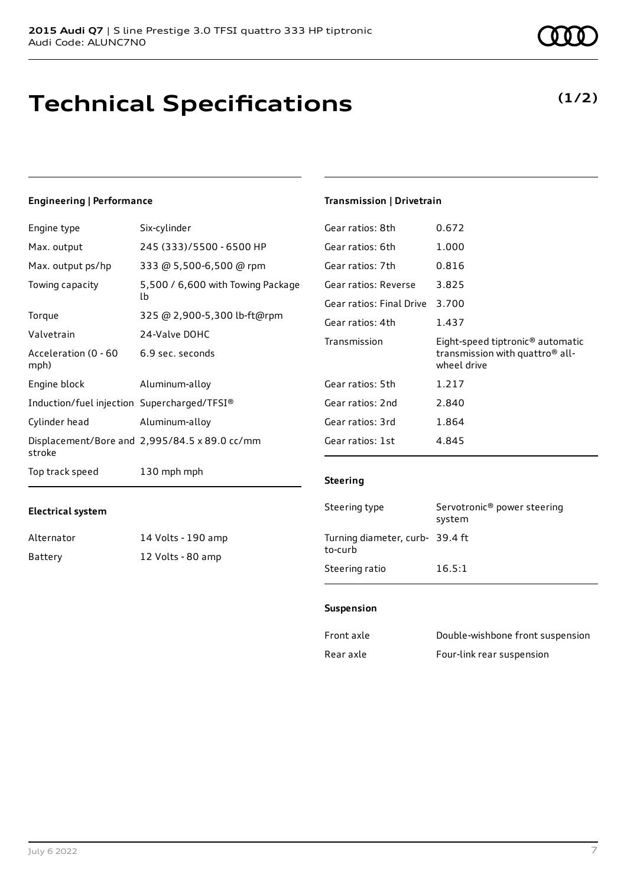# Technical Specifications

**(1/2)**

### Engineering | Performance

| | |
|---|---|
| Engine type | Six-cylinder |
| Max. output | 245 (333)/5500 - 6500 HP |
| Max. output ps/hp | 333 @ 5,500-6,500 @ rpm |
| Towing capacity | 5,500 / 6,600 with Towing Package lb |
| Torque | 325 @ 2,900-5,300 lb-ft@rpm |
| Valvetrain | 24-Valve DOHC |
| Acceleration (0 - 60 mph) | 6.9 sec. seconds |
| Engine block | Aluminum-alloy |
| Induction/fuel injection | Supercharged/TFSI® |
| Cylinder head | Aluminum-alloy |
| Displacement/Bore and stroke | 2,995/84.5 x 89.0 cc/mm |
| Top track speed | 130 mph mph |

### Electrical system

| | |
|---|---|
| Alternator | 14 Volts - 190 amp |
| Battery | 12 Volts - 80 amp |

### Transmission | Drivetrain

| | |
|---|---|
| Gear ratios: 8th | 0.672 |
| Gear ratios: 6th | 1.000 |
| Gear ratios: 7th | 0.816 |
| Gear ratios: Reverse | 3.825 |
| Gear ratios: Final Drive | 3.700 |
| Gear ratios: 4th | 1.437 |
| Transmission | Eight-speed tiptronic® automatic transmission with quattro® all-wheel drive |
| Gear ratios: 5th | 1.217 |
| Gear ratios: 2nd | 2.840 |
| Gear ratios: 3rd | 1.864 |
| Gear ratios: 1st | 4.845 |

### Steering

| | |
|---|---|
| Steering type | Servotronic® power steering system |
| Turning diameter, curb-to-curb | 39.4 ft |
| Steering ratio | 16.5:1 |

### Suspension

| | |
|---|---|
| Front axle | Double-wishbone front suspension |
| Rear axle | Four-link rear suspension |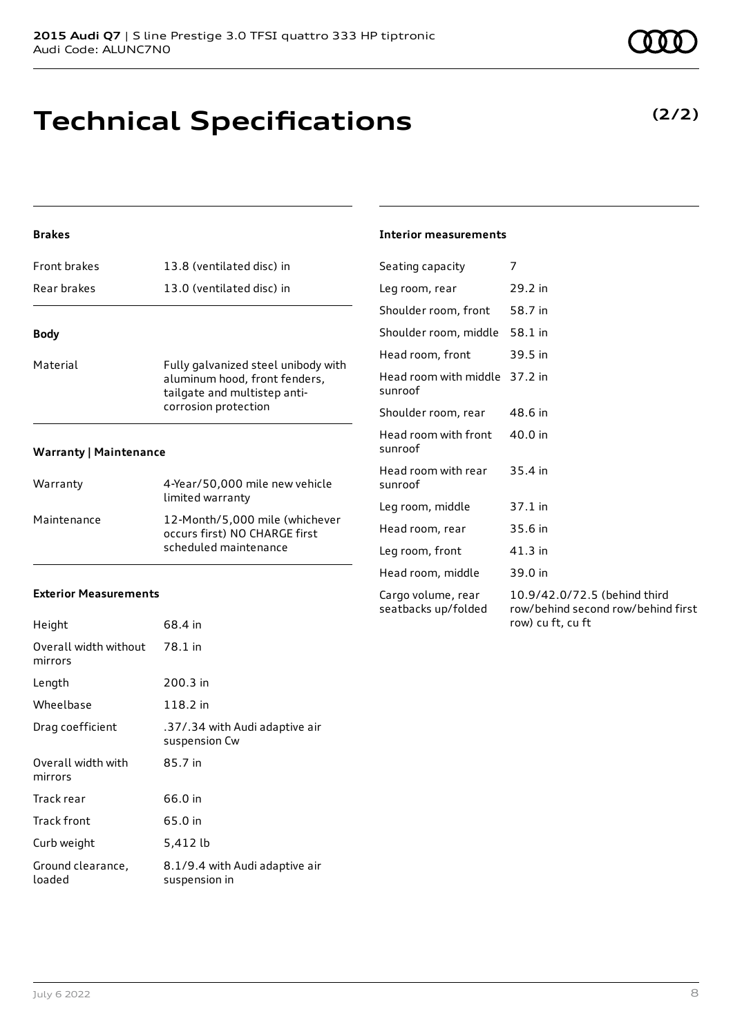# Technical Specifications

**(2/2)**

#### Brakes

| Front brakes | 13.8 (ventilated disc) in |
| --- | --- |
| Rear brakes | 13.0 (ventilated disc) in |

#### Body

| Material | Fully galvanized steel unibody with aluminum hood, front fenders, tailgate and multistep anti-corrosion protection |
| --- | --- |

#### Warranty | Maintenance

| Warranty | 4-Year/50,000 mile new vehicle limited warranty |
| --- | --- |
| Maintenance | 12-Month/5,000 mile (whichever occurs first) NO CHARGE first scheduled maintenance |

#### Exterior Measurements

| Height | 68.4 in |
| --- | --- |
| Overall width without mirrors | 78.1 in |
| Length | 200.3 in |
| Wheelbase | 118.2 in |
| Drag coefficient | .37/.34 with Audi adaptive air suspension Cw |
| Overall width with mirrors | 85.7 in |
| Track rear | 66.0 in |
| Track front | 65.0 in |
| Curb weight | 5,412 lb |
| Ground clearance, loaded | 8.1/9.4 with Audi adaptive air suspension in |

#### Interior measurements

| Seating capacity | 7 |
| --- | --- |
| Leg room, rear | 29.2 in |
| Shoulder room, front | 58.7 in |
| Shoulder room, middle | 58.1 in |
| Head room, front | 39.5 in |
| Head room with middle sunroof | 37.2 in |
| Shoulder room, rear | 48.6 in |
| Head room with front sunroof | 40.0 in |
| Head room with rear sunroof | 35.4 in |
| Leg room, middle | 37.1 in |
| Head room, rear | 35.6 in |
| Leg room, front | 41.3 in |
| Head room, middle | 39.0 in |
| Cargo volume, rear seatbacks up/folded | 10.9/42.0/72.5 (behind third row/behind second row/behind first row) cu ft, cu ft |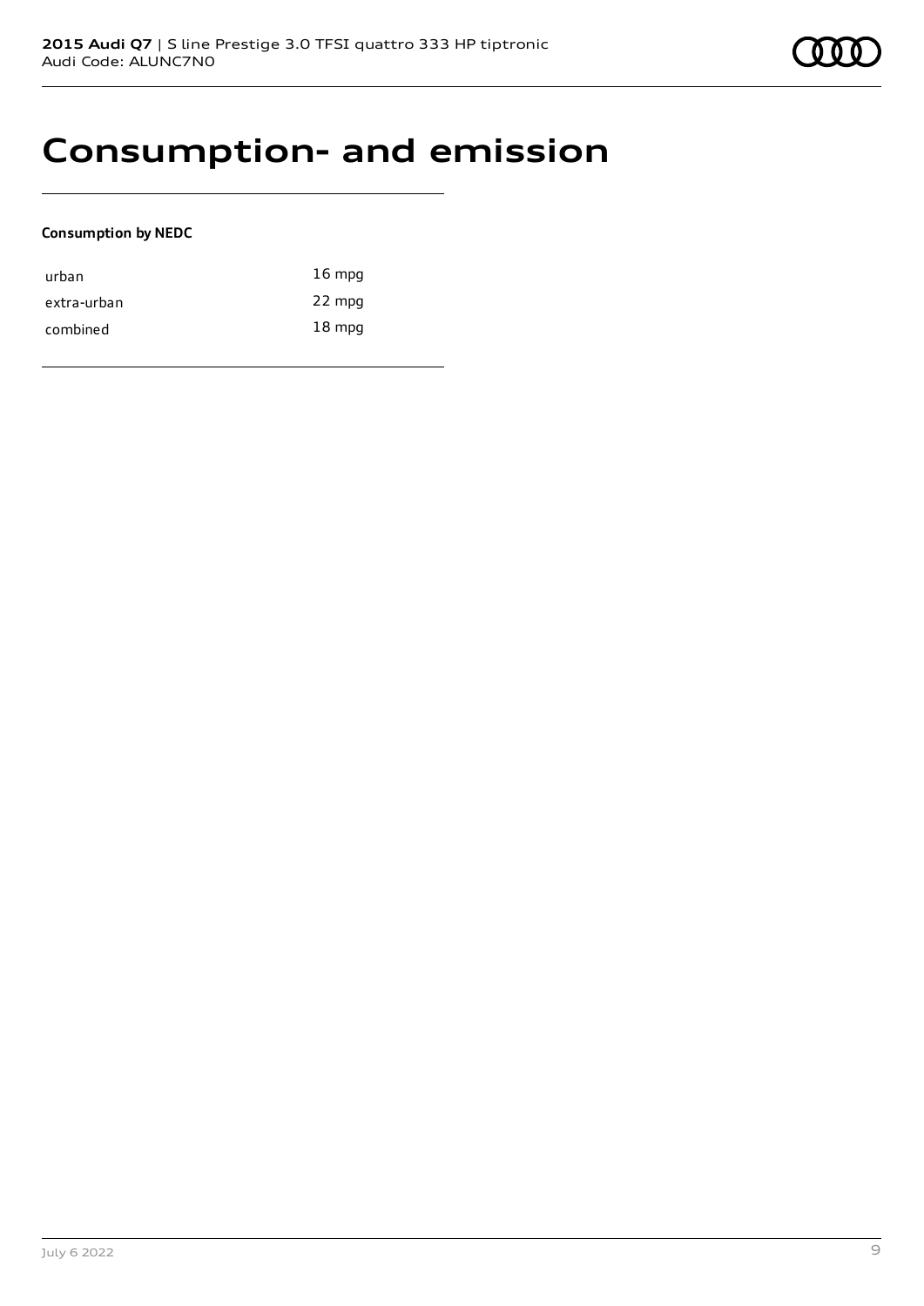# Consumption- and emission

**Consumption by NEDC**

| | |
|---|---|
| urban | 16 mpg |
| extra-urban | 22 mpg |
| combined | 18 mpg |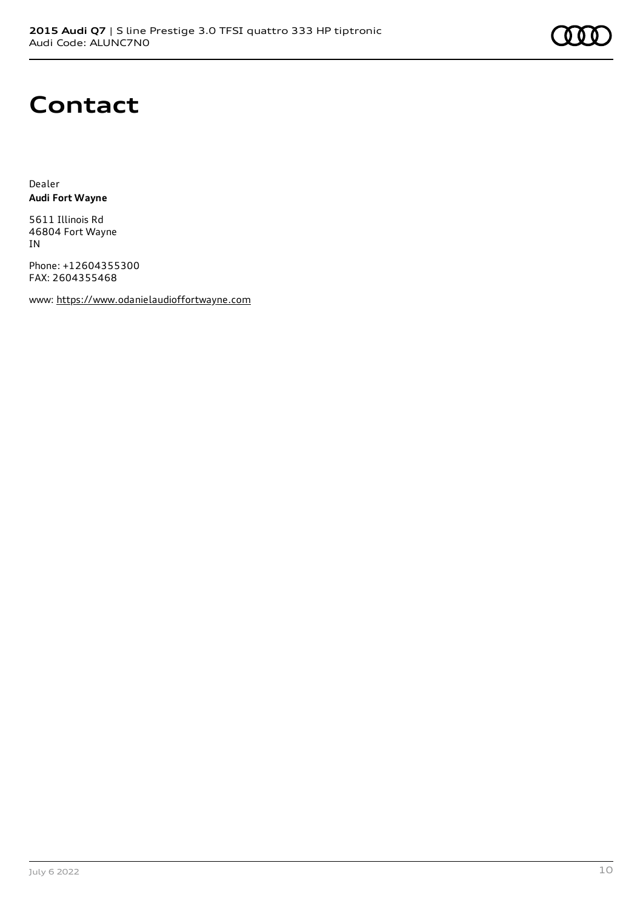# Contact

Dealer
**Audi Fort Wayne**

5611 Illinois Rd
46804 Fort Wayne
IN

Phone: +12604355300
FAX: 2604355468

www: https://www.odanielaudioffortwayne.com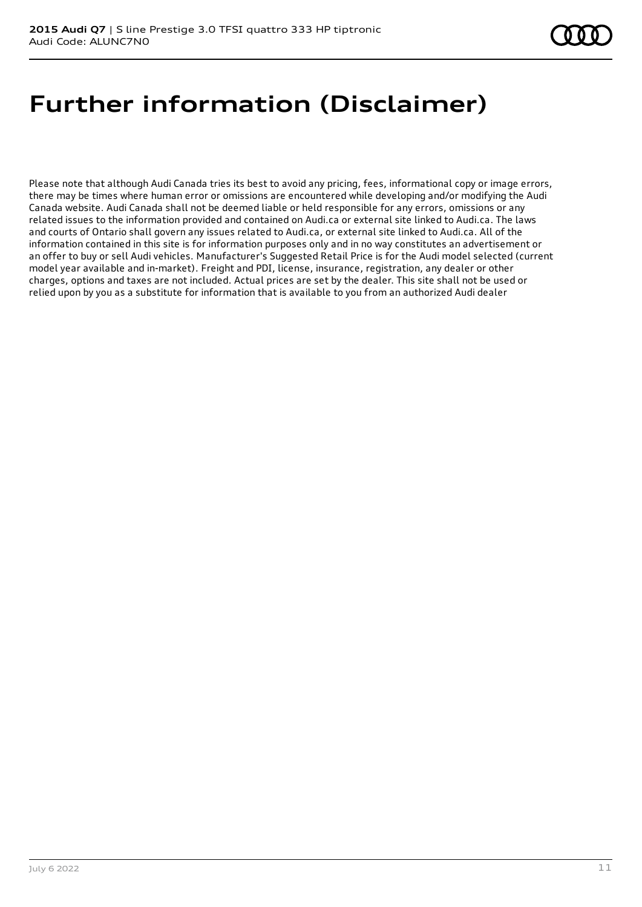# Further information (Disclaimer)

Please note that although Audi Canada tries its best to avoid any pricing, fees, informational copy or image errors, there may be times where human error or omissions are encountered while developing and/or modifying the Audi Canada website. Audi Canada shall not be deemed liable or held responsible for any errors, omissions or any related issues to the information provided and contained on Audi.ca or external site linked to Audi.ca. The laws and courts of Ontario shall govern any issues related to Audi.ca, or external site linked to Audi.ca. All of the information contained in this site is for information purposes only and in no way constitutes an advertisement or an offer to buy or sell Audi vehicles. Manufacturer's Suggested Retail Price is for the Audi model selected (current model year available and in-market). Freight and PDI, license, insurance, registration, any dealer or other charges, options and taxes are not included. Actual prices are set by the dealer. This site shall not be used or relied upon by you as a substitute for information that is available to you from an authorized Audi dealer